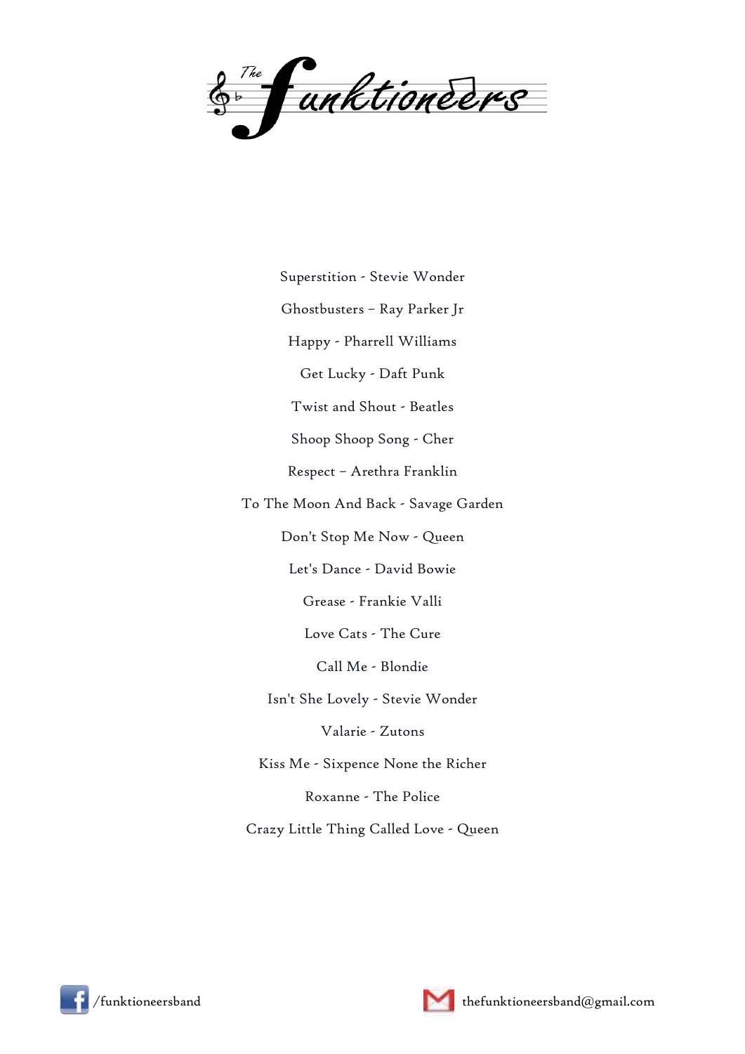# The Funktioneers

Superstition - Stevie Wonder

Ghostbusters – Ray Parker Jr

Happy - Pharrell Williams

Get Lucky - Daft Punk

Twist and Shout - Beatles

Shoop Shoop Song - Cher

Respect – Aretha Franklin

To The Moon And Back - Savage Garden

Don't Stop Me Now - Queen

Let's Dance - David Bowie

Grease - Frankie Valli

Love Cats - The Cure

Call Me - Blondie

Isn't She Lovely - Stevie Wonder

Valarie - Zutons

Kiss Me - Sixpence None the Richer

Roxanne - The Police

Crazy Little Thing Called Love - Queen

/funktioneersband

thefunktioneersband@gmail.com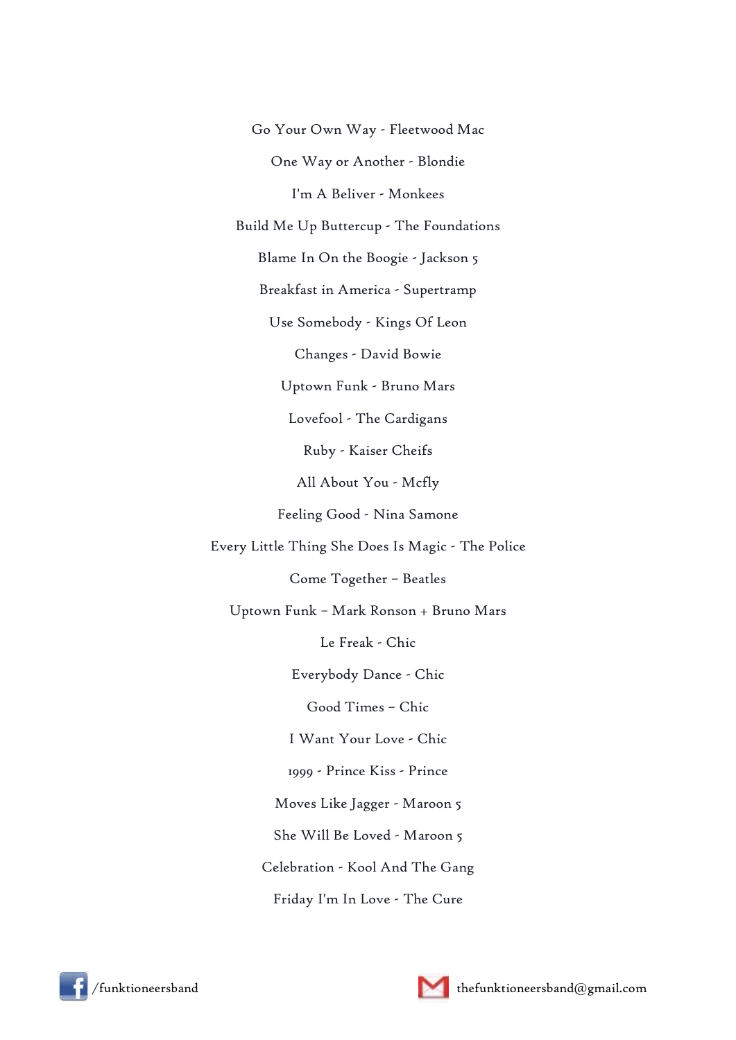Go Your Own Way - Fleetwood Mac

One Way or Another - Blondie

I'm A Beliver - Monkees

Build Me Up Buttercup - The Foundations

Blame In On the Boogie - Jackson 5

Breakfast in America - Supertramp

Use Somebody - Kings Of Leon

Changes - David Bowie

Uptown Funk - Bruno Mars

Lovefool - The Cardigans

Ruby - Kaiser Cheifs

All About You - Mcfly

Feeling Good - Nina Samone

Every Little Thing She Does Is Magic - The Police

Come Together – Beatles

Uptown Funk – Mark Ronson + Bruno Mars

Le Freak - Chic

Everybody Dance - Chic

Good Times – Chic

I Want Your Love - Chic

1999 - Prince Kiss - Prince

Moves Like Jagger - Maroon 5

She Will Be Loved - Maroon 5

Celebration - Kool And The Gang

Friday I'm In Love - The Cure

/funktioneersband

thefunktioneersband@gmail.com